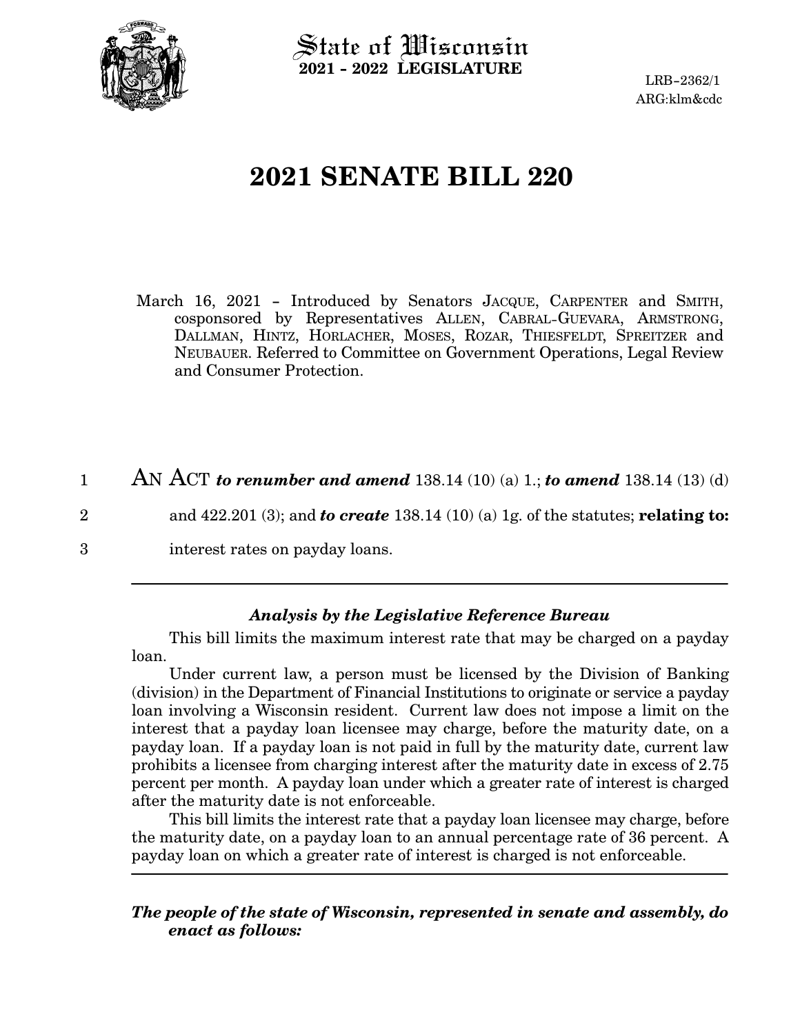State of Wisconsin
**2021 - 2022 LEGISLATURE**

LRB-2362/1
ARG:klm&cdc

# 2021 SENATE BILL 220

March 16, 2021 - Introduced by Senators JACQUE, CARPENTER and SMITH, cosponsored by Representatives ALLEN, CABRAL-GUEVARA, ARMSTRONG, DALLMAN, HINTZ, HORLACHER, MOSES, ROZAR, THIESFELDT, SPREITZER and NEUBAUER. Referred to Committee on Government Operations, Legal Review and Consumer Protection.

1 AN ACT ***to renumber and amend*** 138.14 (10) (a) 1.; ***to amend*** 138.14 (13) (d)
2 and 422.201 (3); and ***to create*** 138.14 (10) (a) 1g. of the statutes; **relating to:**
3 interest rates on payday loans.

---

### *Analysis by the Legislative Reference Bureau*

This bill limits the maximum interest rate that may be charged on a payday loan.

Under current law, a person must be licensed by the Division of Banking (division) in the Department of Financial Institutions to originate or service a payday loan involving a Wisconsin resident. Current law does not impose a limit on the interest that a payday loan licensee may charge, before the maturity date, on a payday loan. If a payday loan is not paid in full by the maturity date, current law prohibits a licensee from charging interest after the maturity date in excess of 2.75 percent per month. A payday loan under which a greater rate of interest is charged after the maturity date is not enforceable.

This bill limits the interest rate that a payday loan licensee may charge, before the maturity date, on a payday loan to an annual percentage rate of 36 percent. A payday loan on which a greater rate of interest is charged is not enforceable.

---

***The people of the state of Wisconsin, represented in senate and assembly, do enact as follows:***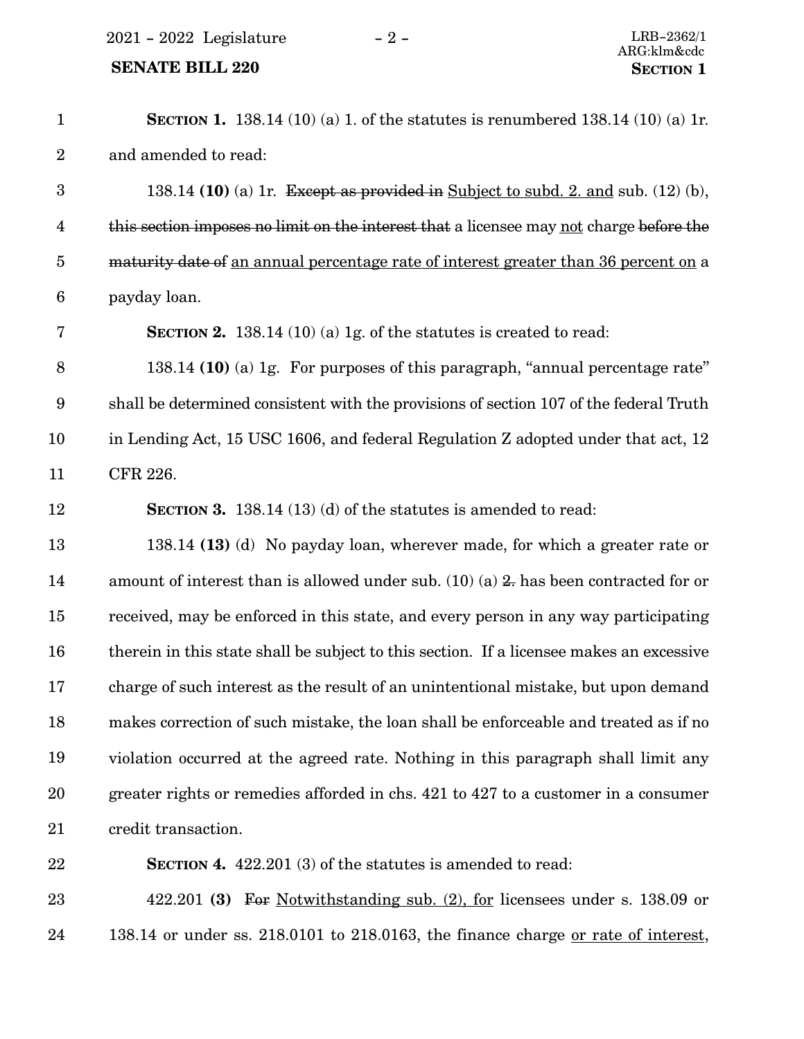**SECTION 1.** 138.14 (10) (a) 1. of the statutes is renumbered 138.14 (10) (a) 1r. and amended to read:

138.14 **(10)** (a) 1r. ~~Except as provided in~~ <u>Subject to subd. 2. and</u> sub. (12) (b), ~~this section imposes no limit on the interest that~~ a licensee may <u>not</u> charge ~~before the maturity date of~~ <u>an annual percentage rate of interest greater than 36 percent on</u> a payday loan.

**SECTION 2.** 138.14 (10) (a) 1g. of the statutes is created to read:

138.14 **(10)** (a) 1g. For purposes of this paragraph, "annual percentage rate" shall be determined consistent with the provisions of section 107 of the federal Truth in Lending Act, 15 USC 1606, and federal Regulation Z adopted under that act, 12 CFR 226.

**SECTION 3.** 138.14 (13) (d) of the statutes is amended to read:

138.14 **(13)** (d) No payday loan, wherever made, for which a greater rate or amount of interest than is allowed under sub. (10) (a) ~~2.~~ has been contracted for or received, may be enforced in this state, and every person in any way participating therein in this state shall be subject to this section. If a licensee makes an excessive charge of such interest as the result of an unintentional mistake, but upon demand makes correction of such mistake, the loan shall be enforceable and treated as if no violation occurred at the agreed rate. Nothing in this paragraph shall limit any greater rights or remedies afforded in chs. 421 to 427 to a customer in a consumer credit transaction.

**SECTION 4.** 422.201 (3) of the statutes is amended to read:

422.201 **(3)** ~~For~~ <u>Notwithstanding sub. (2), for</u> licensees under s. 138.09 or 138.14 or under ss. 218.0101 to 218.0163, the finance charge <u>or rate of interest</u>,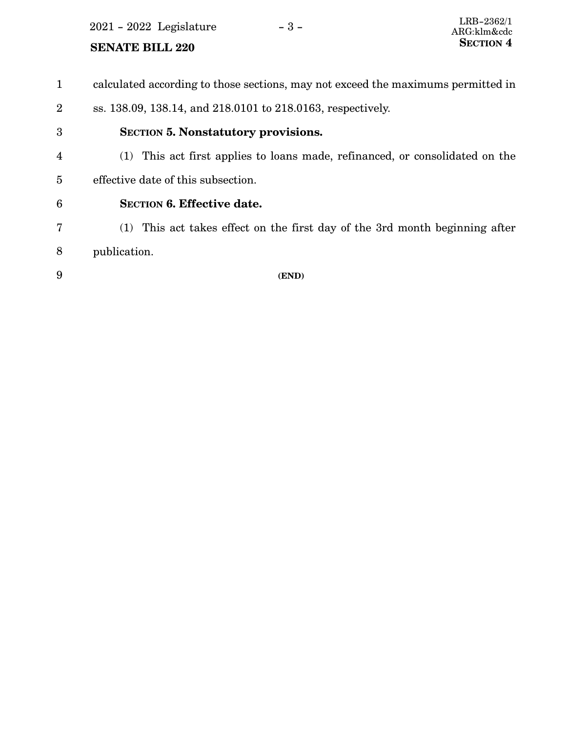calculated according to those sections, may not exceed the maximums permitted in ss. 138.09, 138.14, and 218.0101 to 218.0163, respectively.

**SECTION 5. Nonstatutory provisions.**

(1) This act first applies to loans made, refinanced, or consolidated on the effective date of this subsection.

**SECTION 6. Effective date.**

(1) This act takes effect on the first day of the 3rd month beginning after publication.

**(END)**